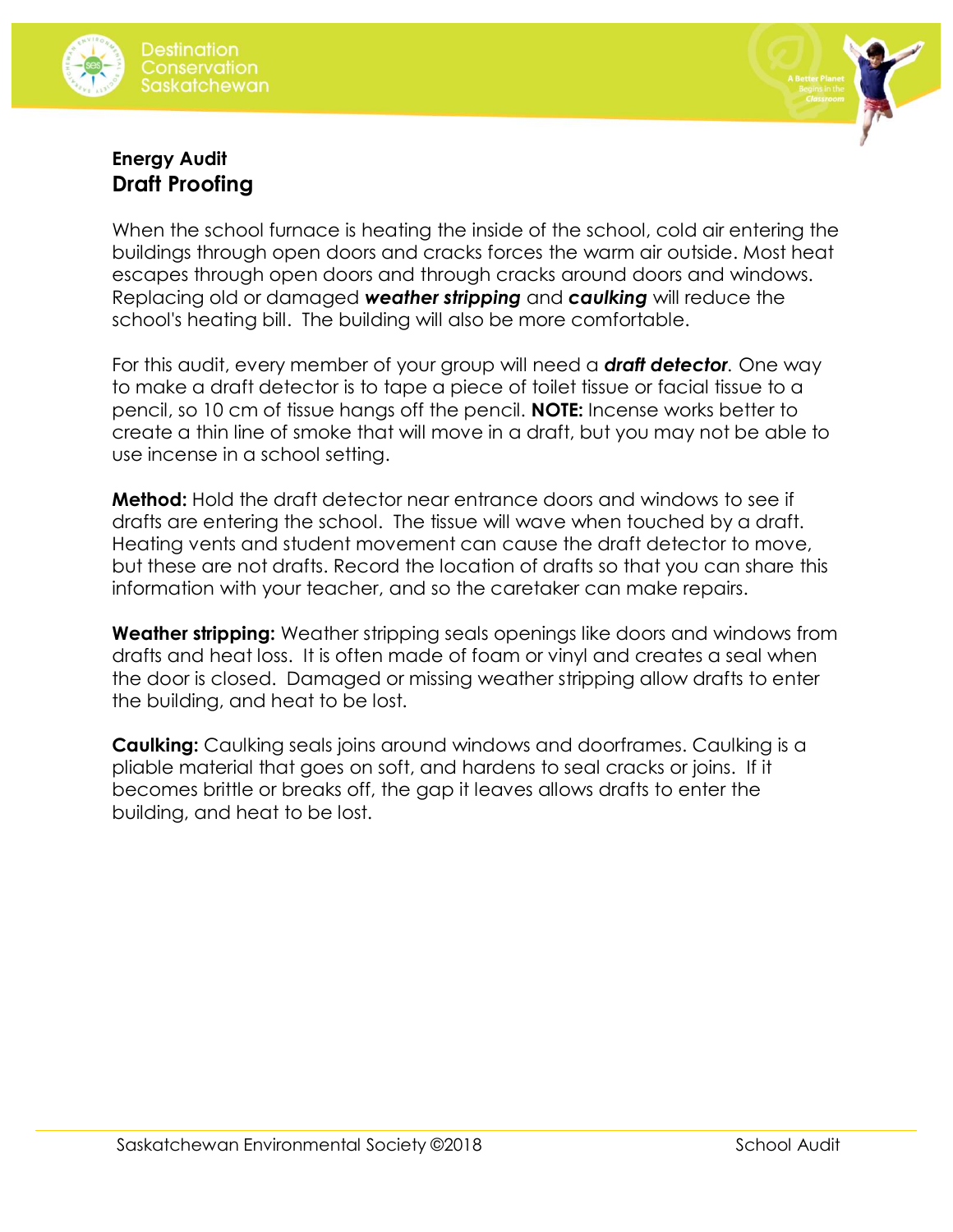## Energy Audit

# Draft Proofing

When the school furnace is heating the inside of the school, cold air entering the buildings through open doors and cracks forces the warm air outside. Most heat escapes through open doors and through cracks around doors and windows. Replacing old or damaged ***weather stripping*** and ***caulking*** will reduce the school's heating bill. The building will also be more comfortable.

For this audit, every member of your group will need a ***draft detector***. One way to make a draft detector is to tape a piece of toilet tissue or facial tissue to a pencil, so 10 cm of tissue hangs off the pencil. **NOTE:** Incense works better to create a thin line of smoke that will move in a draft, but you may not be able to use incense in a school setting.

**Method:** Hold the draft detector near entrance doors and windows to see if drafts are entering the school. The tissue will wave when touched by a draft. Heating vents and student movement can cause the draft detector to move, but these are not drafts. Record the location of drafts so that you can share this information with your teacher, and so the caretaker can make repairs.

**Weather stripping:** Weather stripping seals openings like doors and windows from drafts and heat loss. It is often made of foam or vinyl and creates a seal when the door is closed. Damaged or missing weather stripping allow drafts to enter the building, and heat to be lost.

**Caulking:** Caulking seals joins around windows and doorframes. Caulking is a pliable material that goes on soft, and hardens to seal cracks or joins. If it becomes brittle or breaks off, the gap it leaves allows drafts to enter the building, and heat to be lost.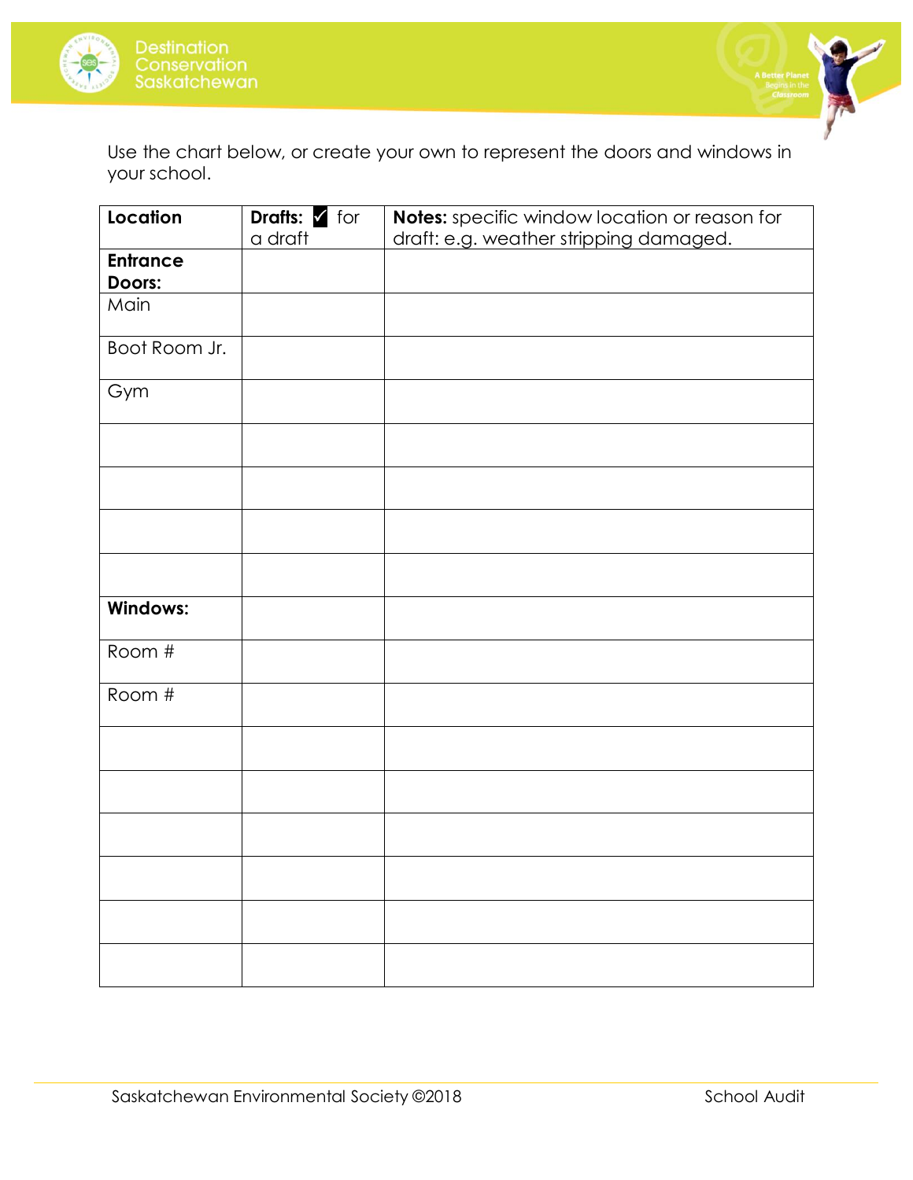Use the chart below, or create your own to represent the doors and windows in your school.

| **Location** | **Drafts:** ✓ for a draft | **Notes:** specific window location or reason for draft: e.g. weather stripping damaged. |
|---|---|---|
| **Entrance Doors:** | | |
| Main | | |
| Boot Room Jr. | | |
| Gym | | |
| | | |
| | | |
| | | |
| | | |
| **Windows:** | | |
| Room # | | |
| Room # | | |
| | | |
| | | |
| | | |
| | | |
| | | |
| | | |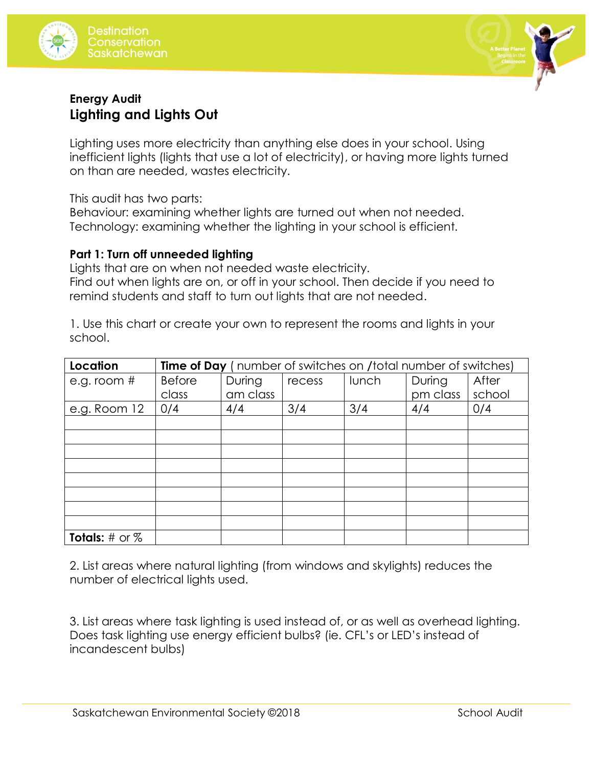### Energy Audit
## Lighting and Lights Out

Lighting uses more electricity than anything else does in your school. Using inefficient lights (lights that use a lot of electricity), or having more lights turned on than are needed, wastes electricity.

This audit has two parts:
Behaviour: examining whether lights are turned out when not needed.
Technology: examining whether the lighting in your school is efficient.

**Part 1: Turn off unneeded lighting**
Lights that are on when not needed waste electricity.
Find out when lights are on, or off in your school. Then decide if you need to remind students and staff to turn out lights that are not needed.

1. Use this chart or create your own to represent the rooms and lights in your school.

| **Location** | **Time of Day** ( number of switches on **/**total number of switches) | | | | | |
|---|---|---|---|---|---|---|
| e.g. room # | Before class | During am class | recess | lunch | During pm class | After school |
| e.g. Room 12 | 0/4 | 4/4 | 3/4 | 3/4 | 4/4 | 0/4 |
| | | | | | | |
| | | | | | | |
| | | | | | | |
| | | | | | | |
| | | | | | | |
| | | | | | | |
| | | | | | | |
| | | | | | | |
| **Totals:** # or % | | | | | | |

2. List areas where natural lighting (from windows and skylights) reduces the number of electrical lights used.

3. List areas where task lighting is used instead of, or as well as overhead lighting. Does task lighting use energy efficient bulbs? (ie. CFL's or LED's instead of incandescent bulbs)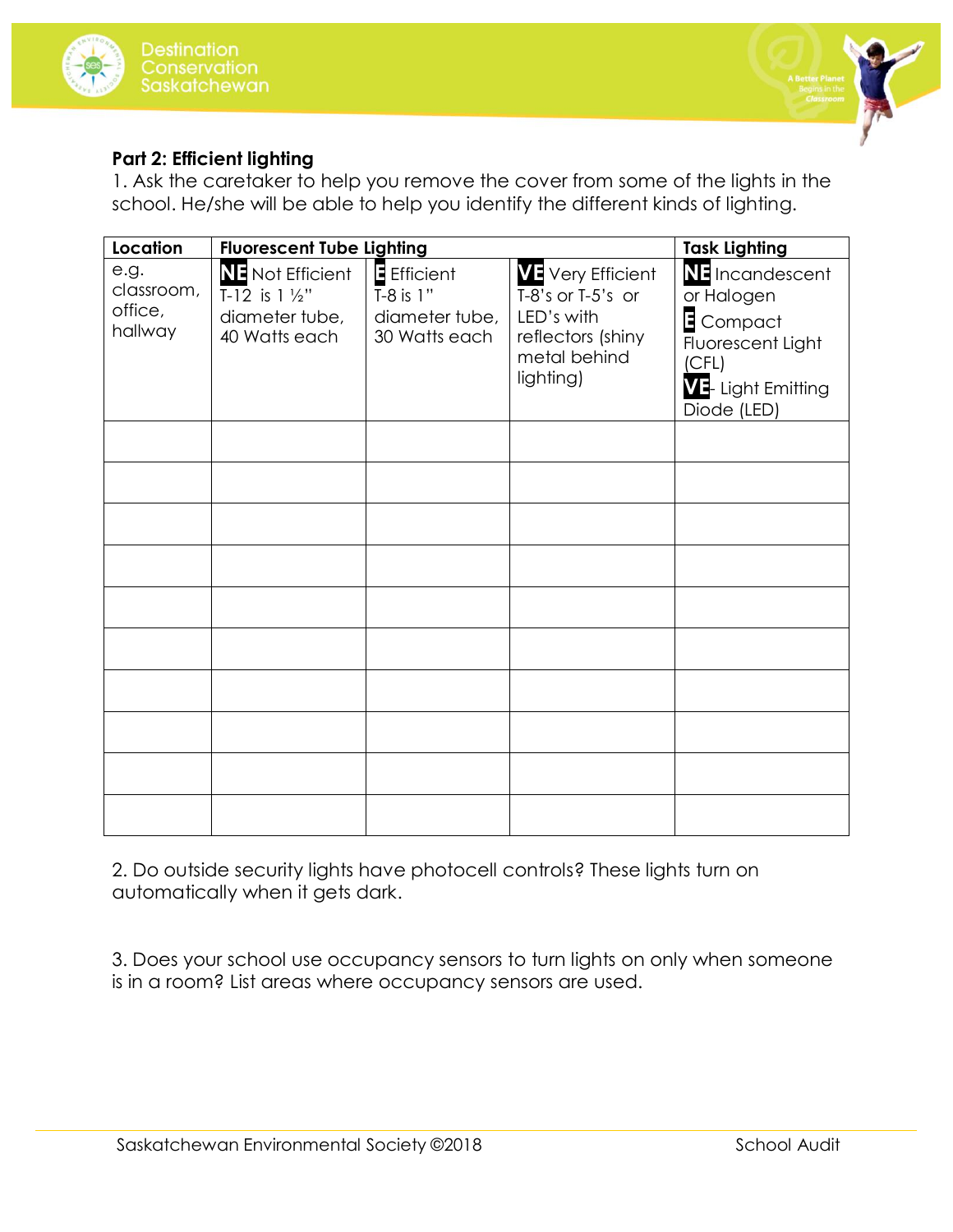## Part 2: Efficient lighting

1. Ask the caretaker to help you remove the cover from some of the lights in the school. He/she will be able to help you identify the different kinds of lighting.

| Location | Fluorescent Tube Lighting | | | Task Lighting |
|---|---|---|---|---|
| e.g. classroom, office, hallway | **NE** Not Efficient T-12 is 1 ½" diameter tube, 40 Watts each | **E** Efficient T-8 is 1" diameter tube, 30 Watts each | **VE** Very Efficient T-8's or T-5's or LED's with reflectors (shiny metal behind lighting) | **NE** Incandescent or Halogen **E** Compact Fluorescent Light (CFL) **VE**- Light Emitting Diode (LED) |
| | | | | |
| | | | | |
| | | | | |
| | | | | |
| | | | | |
| | | | | |
| | | | | |
| | | | | |
| | | | | |
| | | | | |

2. Do outside security lights have photocell controls? These lights turn on automatically when it gets dark.

3. Does your school use occupancy sensors to turn lights on only when someone is in a room? List areas where occupancy sensors are used.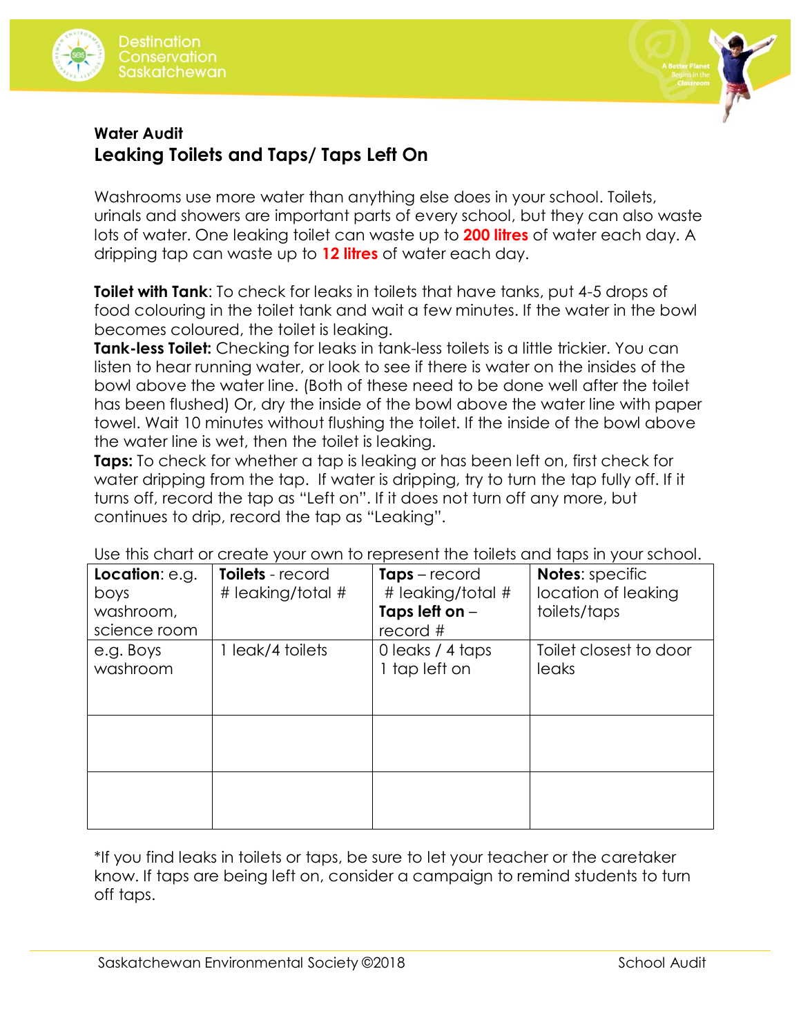### Water Audit

## Leaking Toilets and Taps/ Taps Left On

Washrooms use more water than anything else does in your school. Toilets, urinals and showers are important parts of every school, but they can also waste lots of water. One leaking toilet can waste up to **200 litres** of water each day. A dripping tap can waste up to **12 litres** of water each day.

**Toilet with Tank**: To check for leaks in toilets that have tanks, put 4-5 drops of food colouring in the toilet tank and wait a few minutes. If the water in the bowl becomes coloured, the toilet is leaking.

**Tank-less Toilet:** Checking for leaks in tank-less toilets is a little trickier. You can listen to hear running water, or look to see if there is water on the insides of the bowl above the water line. (Both of these need to be done well after the toilet has been flushed) Or, dry the inside of the bowl above the water line with paper towel. Wait 10 minutes without flushing the toilet. If the inside of the bowl above the water line is wet, then the toilet is leaking.

**Taps:** To check for whether a tap is leaking or has been left on, first check for water dripping from the tap. If water is dripping, try to turn the tap fully off. If it turns off, record the tap as "Left on". If it does not turn off any more, but continues to drip, record the tap as "Leaking".

Use this chart or create your own to represent the toilets and taps in your school.

| **Location**: e.g. boys washroom, science room | **Toilets** - record # leaking/total # | **Taps** – record # leaking/total # **Taps left on** – record # | **Notes**: specific location of leaking toilets/taps |
|---|---|---|---|
| e.g. Boys washroom | 1 leak/4 toilets | 0 leaks / 4 taps 1 tap left on | Toilet closest to door leaks |
| | | | |
| | | | |

*If you find leaks in toilets or taps, be sure to let your teacher or the caretaker know. If taps are being left on, consider a campaign to remind students to turn off taps.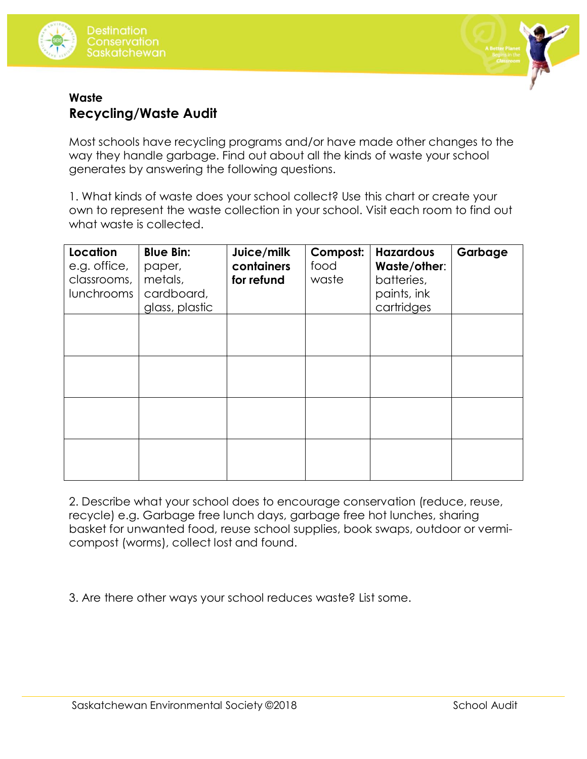### Waste

## Recycling/Waste Audit

Most schools have recycling programs and/or have made other changes to the way they handle garbage. Find out about all the kinds of waste your school generates by answering the following questions.

1. What kinds of waste does your school collect? Use this chart or create your own to represent the waste collection in your school. Visit each room to find out what waste is collected.

| **Location** e.g. office, classrooms, lunchrooms | **Blue Bin:** paper, metals, cardboard, glass, plastic | **Juice/milk containers for refund** | **Compost:** food waste | **Hazardous Waste/other**: batteries, paints, ink cartridges | **Garbage** |
|---|---|---|---|---|---|
| | | | | | |
| | | | | | |
| | | | | | |
| | | | | | |

2. Describe what your school does to encourage conservation (reduce, reuse, recycle) e.g. Garbage free lunch days, garbage free hot lunches, sharing basket for unwanted food, reuse school supplies, book swaps, outdoor or vermi-compost (worms), collect lost and found.

3. Are there other ways your school reduces waste? List some.